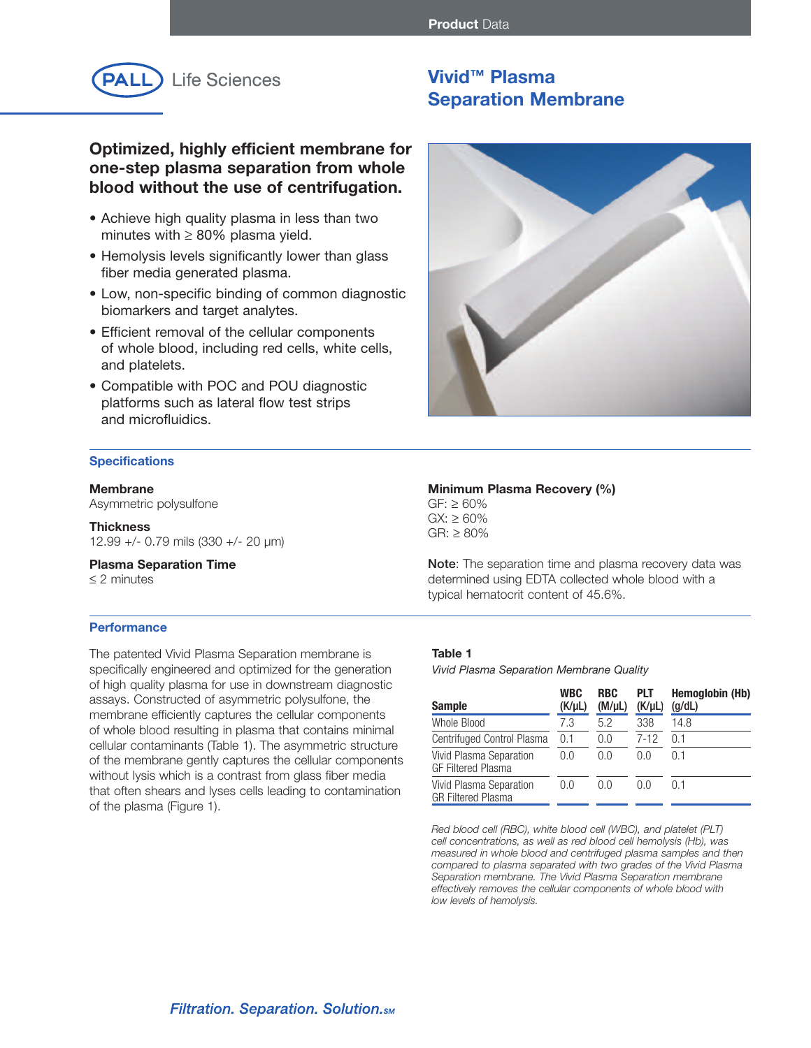Product Data

PALL Life Sciences

# Vivid™ Plasma Separation Membrane

## Optimized, highly efficient membrane for one-step plasma separation from whole blood without the use of centrifugation.

- Achieve high quality plasma in less than two minutes with ≥ 80% plasma yield.
- Hemolysis levels significantly lower than glass fiber media generated plasma.
- Low, non-specific binding of common diagnostic biomarkers and target analytes.
- Efficient removal of the cellular components of whole blood, including red cells, white cells, and platelets.
- Compatible with POC and POU diagnostic platforms such as lateral flow test strips and microfluidics.

## Specifications

**Membrane**
Asymmetric polysulfone

**Thickness**
12.99 +/- 0.79 mils (330 +/- 20 µm)

**Plasma Separation Time**
≤ 2 minutes

**Minimum Plasma Recovery (%)**
GF: ≥ 60%
GX: ≥ 60%
GR: ≥ 80%

**Note**: The separation time and plasma recovery data was determined using EDTA collected whole blood with a typical hematocrit content of 45.6%.

## Performance

The patented Vivid Plasma Separation membrane is specifically engineered and optimized for the generation of high quality plasma for use in downstream diagnostic assays. Constructed of asymmetric polysulfone, the membrane efficiently captures the cellular components of whole blood resulting in plasma that contains minimal cellular contaminants (Table 1). The asymmetric structure of the membrane gently captures the cellular components without lysis which is a contrast from glass fiber media that often shears and lyses cells leading to contamination of the plasma (Figure 1).

**Table 1**

*Vivid Plasma Separation Membrane Quality*

| Sample | WBC (K/µL) | RBC (M/µL) | PLT (K/µL) | Hemoglobin (Hb) (g/dL) |
|---|---|---|---|---|
| Whole Blood | 7.3 | 5.2 | 338 | 14.8 |
| Centrifuged Control Plasma | 0.1 | 0.0 | 7-12 | 0.1 |
| Vivid Plasma Separation GF Filtered Plasma | 0.0 | 0.0 | 0.0 | 0.1 |
| Vivid Plasma Separation GR Filtered Plasma | 0.0 | 0.0 | 0.0 | 0.1 |

*Red blood cell (RBC), white blood cell (WBC), and platelet (PLT) cell concentrations, as well as red blood cell hemolysis (Hb), was measured in whole blood and centrifuged plasma samples and then compared to plasma separated with two grades of the Vivid Plasma Separation membrane. The Vivid Plasma Separation membrane effectively removes the cellular components of whole blood with low levels of hemolysis.*

*Filtration. Separation. Solution.SM*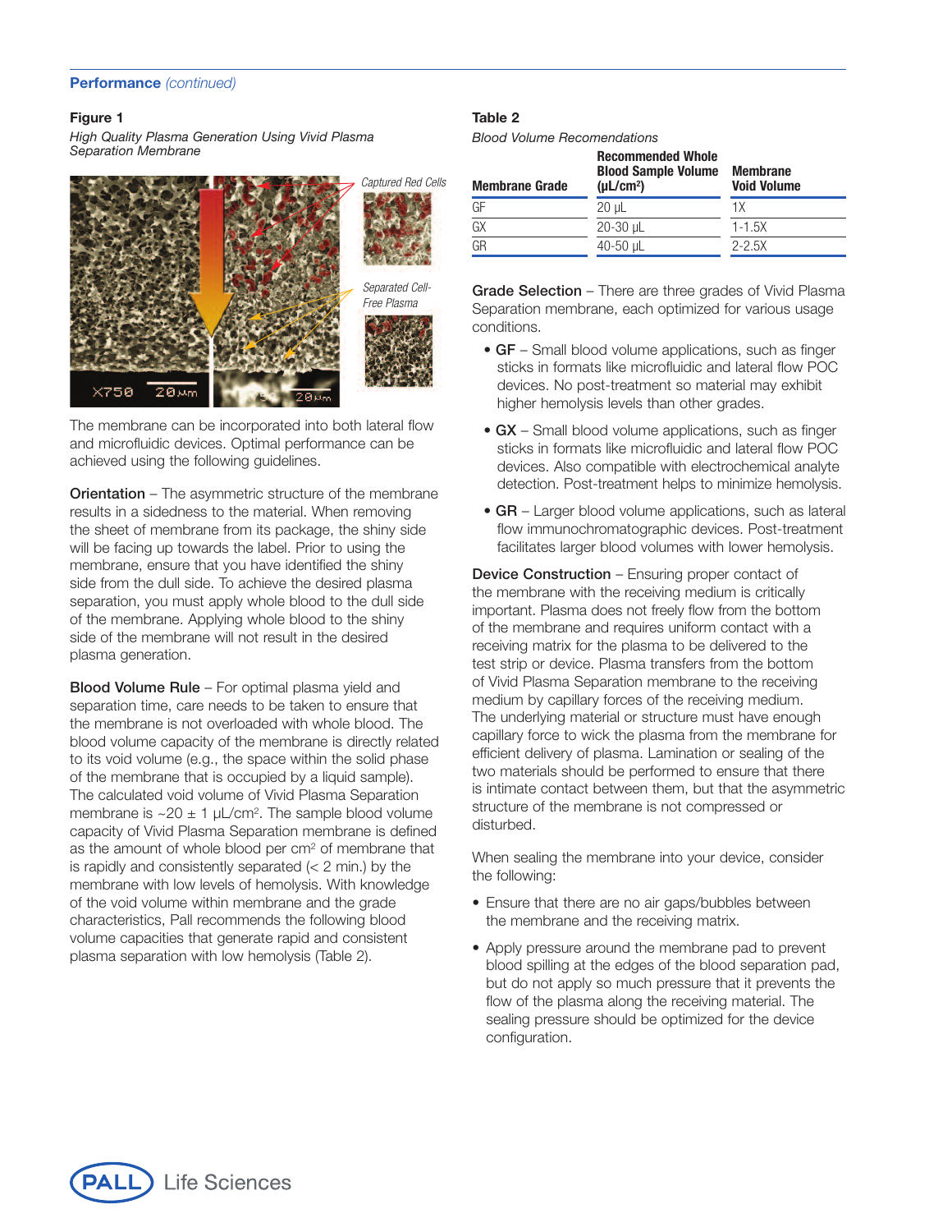## Performance *(continued)*

**Figure 1**

*High Quality Plasma Generation Using Vivid Plasma Separation Membrane*

*Captured Red Cells*

*Separated Cell-Free Plasma*

The membrane can be incorporated into both lateral flow and microfluidic devices. Optimal performance can be achieved using the following guidelines.

**Orientation** – The asymmetric structure of the membrane results in a sidedness to the material. When removing the sheet of membrane from its package, the shiny side will be facing up towards the label. Prior to using the membrane, ensure that you have identified the shiny side from the dull side. To achieve the desired plasma separation, you must apply whole blood to the dull side of the membrane. Applying whole blood to the shiny side of the membrane will not result in the desired plasma generation.

**Blood Volume Rule** – For optimal plasma yield and separation time, care needs to be taken to ensure that the membrane is not overloaded with whole blood. The blood volume capacity of the membrane is directly related to its void volume (e.g., the space within the solid phase of the membrane that is occupied by a liquid sample). The calculated void volume of Vivid Plasma Separation membrane is ~20 ± 1 µL/cm². The sample blood volume capacity of Vivid Plasma Separation membrane is defined as the amount of whole blood per cm² of membrane that is rapidly and consistently separated (< 2 min.) by the membrane with low levels of hemolysis. With knowledge of the void volume within membrane and the grade characteristics, Pall recommends the following blood volume capacities that generate rapid and consistent plasma separation with low hemolysis (Table 2).

**Table 2**

*Blood Volume Recomendations*

| Membrane Grade | Recommended Whole Blood Sample Volume (µL/cm²) | Membrane Void Volume |
|---|---|---|
| GF | 20 µL | 1X |
| GX | 20-30 µL | 1-1.5X |
| GR | 40-50 µL | 2-2.5X |

**Grade Selection** – There are three grades of Vivid Plasma Separation membrane, each optimized for various usage conditions.

- **GF** – Small blood volume applications, such as finger sticks in formats like microfluidic and lateral flow POC devices. No post-treatment so material may exhibit higher hemolysis levels than other grades.
- **GX** – Small blood volume applications, such as finger sticks in formats like microfluidic and lateral flow POC devices. Also compatible with electrochemical analyte detection. Post-treatment helps to minimize hemolysis.
- **GR** – Larger blood volume applications, such as lateral flow immunochromatographic devices. Post-treatment facilitates larger blood volumes with lower hemolysis.

**Device Construction** – Ensuring proper contact of the membrane with the receiving medium is critically important. Plasma does not freely flow from the bottom of the membrane and requires uniform contact with a receiving matrix for the plasma to be delivered to the test strip or device. Plasma transfers from the bottom of Vivid Plasma Separation membrane to the receiving medium by capillary forces of the receiving medium. The underlying material or structure must have enough capillary force to wick the plasma from the membrane for efficient delivery of plasma. Lamination or sealing of the two materials should be performed to ensure that there is intimate contact between them, but that the asymmetric structure of the membrane is not compressed or disturbed.

When sealing the membrane into your device, consider the following:

- Ensure that there are no air gaps/bubbles between the membrane and the receiving matrix.
- Apply pressure around the membrane pad to prevent blood spilling at the edges of the blood separation pad, but do not apply so much pressure that it prevents the flow of the plasma along the receiving material. The sealing pressure should be optimized for the device configuration.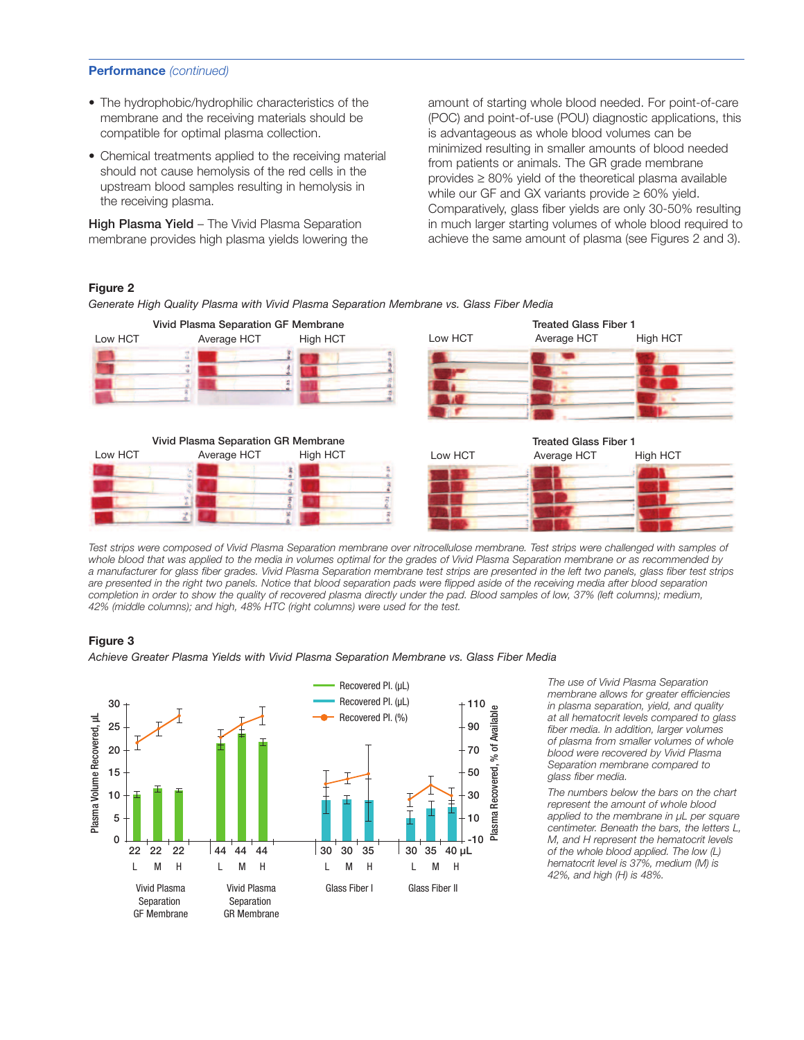## Performance *(continued)*

- The hydrophobic/hydrophilic characteristics of the membrane and the receiving materials should be compatible for optimal plasma collection.
- Chemical treatments applied to the receiving material should not cause hemolysis of the red cells in the upstream blood samples resulting in hemolysis in the receiving plasma.

**High Plasma Yield** – The Vivid Plasma Separation membrane provides high plasma yields lowering the amount of starting whole blood needed. For point-of-care (POC) and point-of-use (POU) diagnostic applications, this is advantageous as whole blood volumes can be minimized resulting in smaller amounts of blood needed from patients or animals. The GR grade membrane provides ≥ 80% yield of the theoretical plasma available while our GF and GX variants provide ≥ 60% yield. Comparatively, glass fiber yields are only 30-50% resulting in much larger starting volumes of whole blood required to achieve the same amount of plasma (see Figures 2 and 3).

**Figure 2**

*Generate High Quality Plasma with Vivid Plasma Separation Membrane vs. Glass Fiber Media*

Vivid Plasma Separation GF Membrane — Low HCT, Average HCT, High HCT

Treated Glass Fiber 1 — Low HCT, Average HCT, High HCT

Vivid Plasma Separation GR Membrane — Low HCT, Average HCT, High HCT

Treated Glass Fiber 1 — Low HCT, Average HCT, High HCT

*Test strips were composed of Vivid Plasma Separation membrane over nitrocellulose membrane. Test strips were challenged with samples of whole blood that was applied to the media in volumes optimal for the grades of Vivid Plasma Separation membrane or as recommended by a manufacturer for glass fiber grades. Vivid Plasma Separation membrane test strips are presented in the left two panels, glass fiber test strips are presented in the right two panels. Notice that blood separation pads were flipped aside of the receiving media after blood separation completion in order to show the quality of recovered plasma directly under the pad. Blood samples of low, 37% (left columns); medium, 42% (middle columns); and high, 48% HTC (right columns) were used for the test.*

**Figure 3**

*Achieve Greater Plasma Yields with Vivid Plasma Separation Membrane vs. Glass Fiber Media*

Legend: Recovered Pl. (µL); Recovered Pl. (µL); Recovered Pl. (%)

Left axis: Plasma Volume Recovered, µL (0–30). Right axis: Plasma Recovered, % of Available (-10–110).

| | Vivid Plasma Separation GF Membrane | | | Vivid Plasma Separation GR Membrane | | | Glass Fiber I | | | Glass Fiber II | | |
|---|---|---|---|---|---|---|---|---|---|---|---|---|
| Whole blood (µL) | 22 | 22 | 22 | 44 | 44 | 44 | 30 | 30 | 35 | 30 | 35 | 40 µL |
| HCT | L | M | H | L | M | H | L | M | H | L | M | H |

*The use of Vivid Plasma Separation membrane allows for greater efficiencies in plasma separation, yield, and quality at all hematocrit levels compared to glass fiber media. In addition, larger volumes of plasma from smaller volumes of whole blood were recovered by Vivid Plasma Separation membrane compared to glass fiber media.*

*The numbers below the bars on the chart represent the amount of whole blood applied to the membrane in µL per square centimeter. Beneath the bars, the letters L, M, and H represent the hematocrit levels of the whole blood applied. The low (L) hematocrit level is 37%, medium (M) is 42%, and high (H) is 48%.*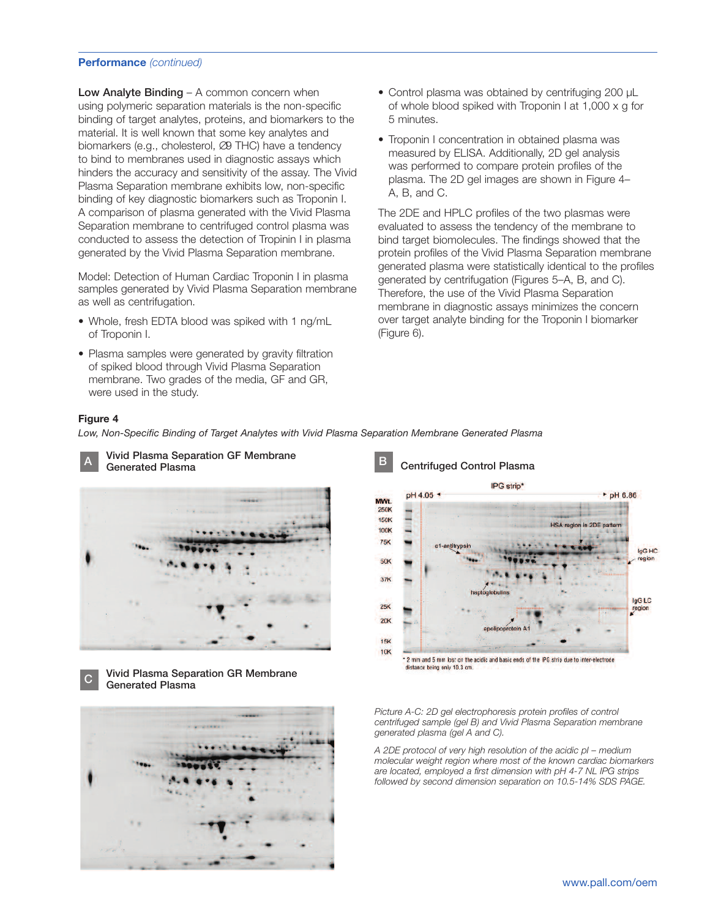**Performance** *(continued)*

**Low Analyte Binding** – A common concern when using polymeric separation materials is the non-specific binding of target analytes, proteins, and biomarkers to the material. It is well known that some key analytes and biomarkers (e.g., cholesterol, ∅9 THC) have a tendency to bind to membranes used in diagnostic assays which hinders the accuracy and sensitivity of the assay. The Vivid Plasma Separation membrane exhibits low, non-specific binding of key diagnostic biomarkers such as Troponin I. A comparison of plasma generated with the Vivid Plasma Separation membrane to centrifuged control plasma was conducted to assess the detection of Tropinin I in plasma generated by the Vivid Plasma Separation membrane.

Model: Detection of Human Cardiac Troponin I in plasma samples generated by Vivid Plasma Separation membrane as well as centrifugation.

- Whole, fresh EDTA blood was spiked with 1 ng/mL of Troponin I.
- Plasma samples were generated by gravity filtration of spiked blood through Vivid Plasma Separation membrane. Two grades of the media, GF and GR, were used in the study.
- Control plasma was obtained by centrifuging 200 µL of whole blood spiked with Troponin I at 1,000 x g for 5 minutes.
- Troponin I concentration in obtained plasma was measured by ELISA. Additionally, 2D gel analysis was performed to compare protein profiles of the plasma. The 2D gel images are shown in Figure 4–A, B, and C.

The 2DE and HPLC profiles of the two plasmas were evaluated to assess the tendency of the membrane to bind target biomolecules. The findings showed that the protein profiles of the Vivid Plasma Separation membrane generated plasma were statistically identical to the profiles generated by centrifugation (Figures 5–A, B, and C). Therefore, the use of the Vivid Plasma Separation membrane in diagnostic assays minimizes the concern over target analyte binding for the Troponin I biomarker (Figure 6).

**Figure 4**

*Low, Non-Specific Binding of Target Analytes with Vivid Plasma Separation Membrane Generated Plasma*

**A** Vivid Plasma Separation GF Membrane Generated Plasma

**B** Centrifuged Control Plasma

**C** Vivid Plasma Separation GR Membrane Generated Plasma

*Picture A-C: 2D gel electrophoresis protein profiles of control centrifuged sample (gel B) and Vivid Plasma Separation membrane generated plasma (gel A and C).*

*A 2DE protocol of very high resolution of the acidic pI – medium molecular weight region where most of the known cardiac biomarkers are located, employed a first dimension with pH 4-7 NL IPG strips followed by second dimension separation on 10.5-14% SDS PAGE.*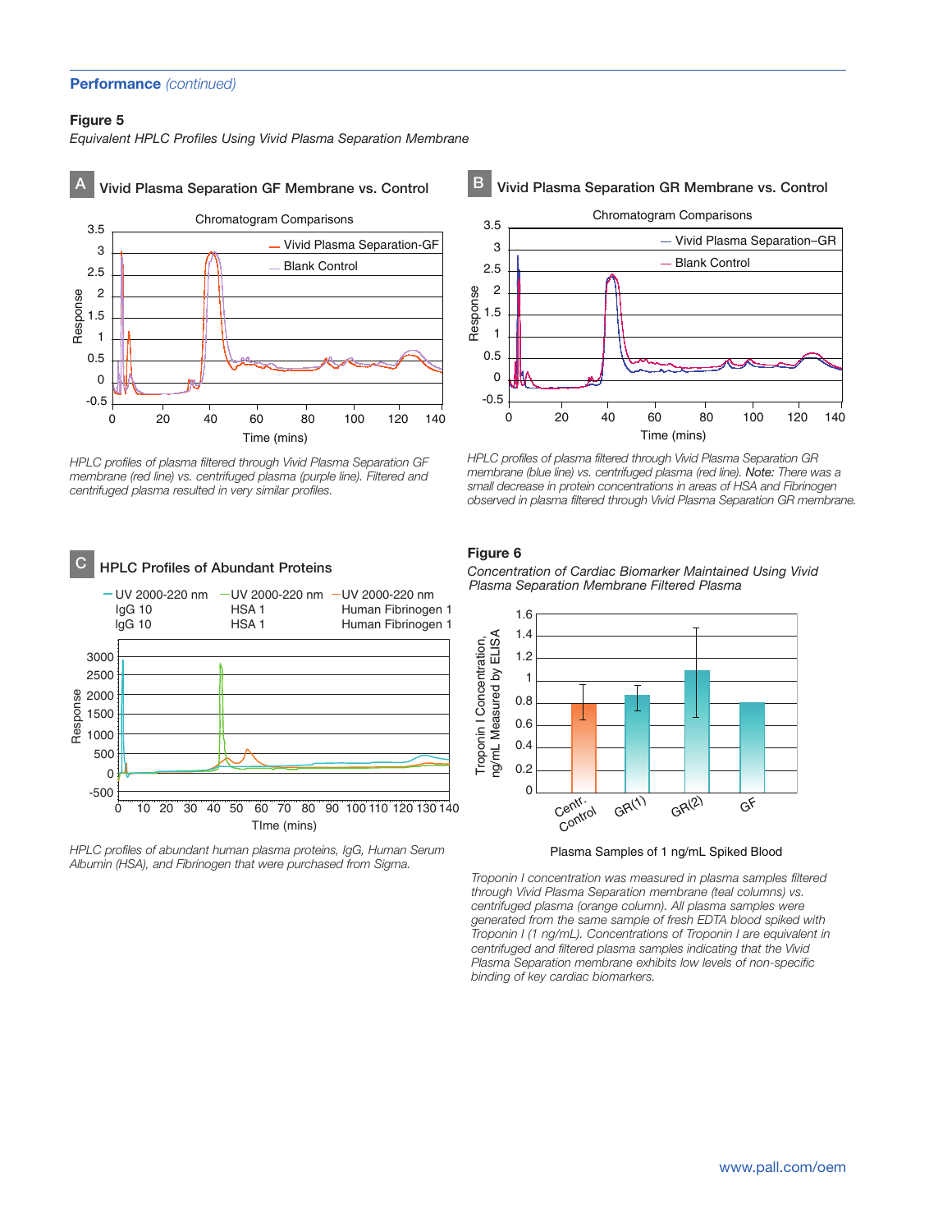**Performance** *(continued)*

**Figure 5**

*Equivalent HPLC Profiles Using Vivid Plasma Separation Membrane*

**A** Vivid Plasma Separation GF Membrane vs. Control

*HPLC profiles of plasma filtered through Vivid Plasma Separation GF membrane (red line) vs. centrifuged plasma (purple line). Filtered and centrifuged plasma resulted in very similar profiles.*

**B** Vivid Plasma Separation GR Membrane vs. Control

*HPLC profiles of plasma filtered through Vivid Plasma Separation GR membrane (blue line) vs. centrifuged plasma (red line). Note: There was a small decrease in protein concentrations in areas of HSA and Fibrinogen observed in plasma filtered through Vivid Plasma Separation GR membrane.*

**C** HPLC Profiles of Abundant Proteins

*HPLC profiles of abundant human plasma proteins, IgG, Human Serum Albumin (HSA), and Fibrinogen that were purchased from Sigma.*

**Figure 6**

*Concentration of Cardiac Biomarker Maintained Using Vivid Plasma Separation Membrane Filtered Plasma*

*Troponin I concentration was measured in plasma samples filtered through Vivid Plasma Separation membrane (teal columns) vs. centrifuged plasma (orange column). All plasma samples were generated from the same sample of fresh EDTA blood spiked with Troponin I (1 ng/mL). Concentrations of Troponin I are equivalent in centrifuged and filtered plasma samples indicating that the Vivid Plasma Separation membrane exhibits low levels of non-specific binding of key cardiac biomarkers.*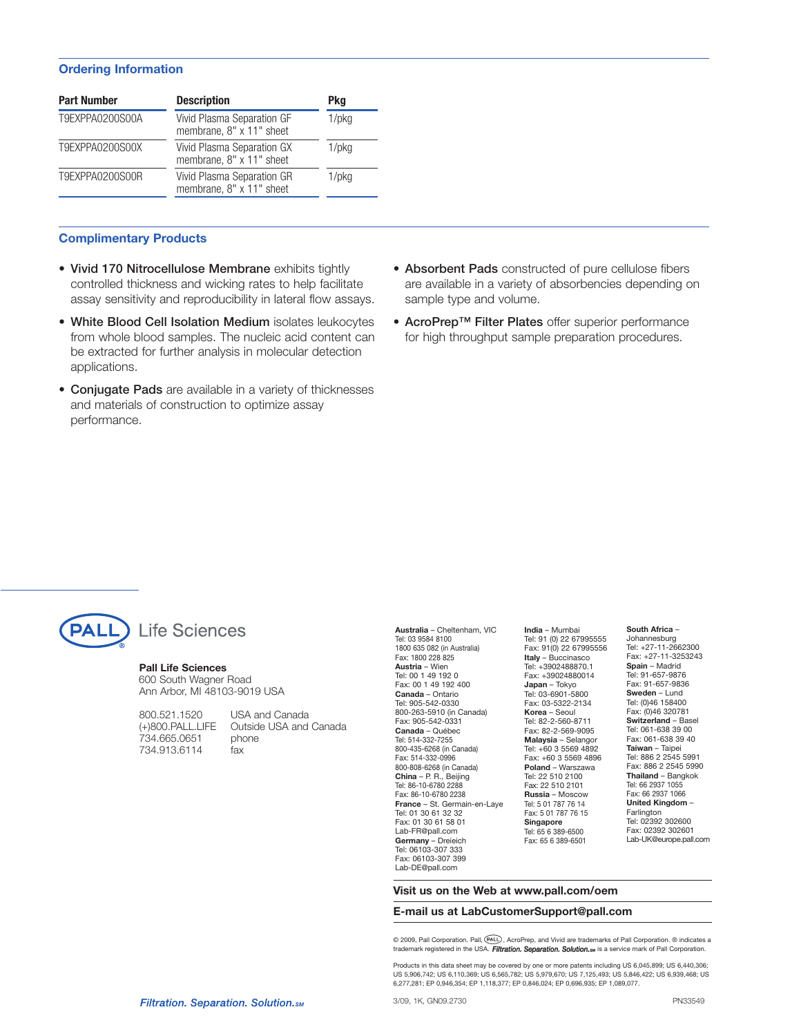## Ordering Information

| Part Number | Description | Pkg |
| --- | --- | --- |
| T9EXPPA0200S00A | Vivid Plasma Separation GF membrane, 8" x 11" sheet | 1/pkg |
| T9EXPPA0200S00X | Vivid Plasma Separation GX membrane, 8" x 11" sheet | 1/pkg |
| T9EXPPA0200S00R | Vivid Plasma Separation GR membrane, 8" x 11" sheet | 1/pkg |

## Complimentary Products

- **Vivid 170 Nitrocellulose Membrane** exhibits tightly controlled thickness and wicking rates to help facilitate assay sensitivity and reproducibility in lateral flow assays.
- **White Blood Cell Isolation Medium** isolates leukocytes from whole blood samples. The nucleic acid content can be extracted for further analysis in molecular detection applications.
- **Conjugate Pads** are available in a variety of thicknesses and materials of construction to optimize assay performance.
- **Absorbent Pads** constructed of pure cellulose fibers are available in a variety of absorbencies depending on sample type and volume.
- **AcroPrep™ Filter Plates** offer superior performance for high throughput sample preparation procedures.

PALL Life Sciences

**Pall Life Sciences**
600 South Wagner Road
Ann Arbor, MI 48103-9019 USA

| | |
| --- | --- |
| 800.521.1520 | USA and Canada |
| (+)800.PALL.LIFE | Outside USA and Canada |
| 734.665.0651 | phone |
| 734.913.6114 | fax |

**Australia** – Cheltenham, VIC
Tel: 03 9584 8100
1800 635 082 (in Australia)
Fax: 1800 228 825
**Austria** – Wien
Tel: 00 1 49 192 0
Fax: 00 1 49 192 400
**Canada** – Ontario
Tel: 905-542-0330
800-263-5910 (in Canada)
Fax: 905-542-0331
**Canada** – Québec
Tel: 514-332-7255
800-435-6268 (in Canada)
Fax: 514-332-0996
800-808-6268 (in Canada)
**China** – P. R., Beijing
Tel: 86-10-6780 2288
Fax: 86-10-6780 2238
**France** – St. Germain-en-Laye
Tel: 01 30 61 32 32
Fax: 01 30 61 58 01
Lab-FR@pall.com
**Germany** – Dreieich
Tel: 06103-307 333
Fax: 06103-307 399
Lab-DE@pall.com

**India** – Mumbai
Tel: 91 (0) 22 67995555
Fax: 91(0) 22 67995556
**Italy** – Buccinasco
Tel: +3902488870.1
Fax: +39024880014
**Japan** – Tokyo
Tel: 03-6901-5800
Fax: 03-5322-2134
**Korea** – Seoul
Tel: 82-2-560-8711
Fax: 82-2-569-9095
**Malaysia** – Selangor
Tel: +60 3 5569 4892
Fax: +60 3 5569 4896
**Poland** – Warszawa
Tel: 22 510 2100
Fax: 22 510 2101
**Russia** – Moscow
Tel: 5 01 787 76 14
Fax: 5 01 787 76 15
**Singapore**
Tel: 65 6 389-6500
Fax: 65 6 389-6501

**South Africa** – Johannesburg
Tel: +27-11-2662300
Fax: +27-11-3253243
**Spain** – Madrid
Tel: 91-657-9876
Fax: 91-657-9836
**Sweden** – Lund
Tel: (0)46 158400
Fax: (0)46 320781
**Switzerland** – Basel
Tel: 061-638 39 00
Fax: 061-638 39 40
**Taiwan** – Taipei
Tel: 886 2 2545 5991
Fax: 886 2 2545 5990
**Thailand** – Bangkok
Tel: 66 2937 1055
Fax: 66 2937 1066
**United Kingdom** – Farlington
Tel: 02392 302600
Fax: 02392 302601
Lab-UK@europe.pall.com

**Visit us on the Web at www.pall.com/oem**

**E-mail us at LabCustomerSupport@pall.com**

© 2009, Pall Corporation. Pall, (PALL), AcroPrep, and Vivid are trademarks of Pall Corporation. ® indicates a trademark registered in the USA. *Filtration. Separation. Solution.SM* is a service mark of Pall Corporation.

Products in this data sheet may be covered by one or more patents including US 6,045,899; US 6,440,306; US 5,906,742; US 6,110,369; US 6,565,782; US 5,979,670; US 7,125,493; US 5,846,422; US 6,939,468; US 6,277,281; EP 0,946,354; EP 1,118,377; EP 0,846,024; EP 0,696,935; EP 1,089,077.

*Filtration. Separation. Solution.SM*

3/09, 1K, GN09.2730

PN33549